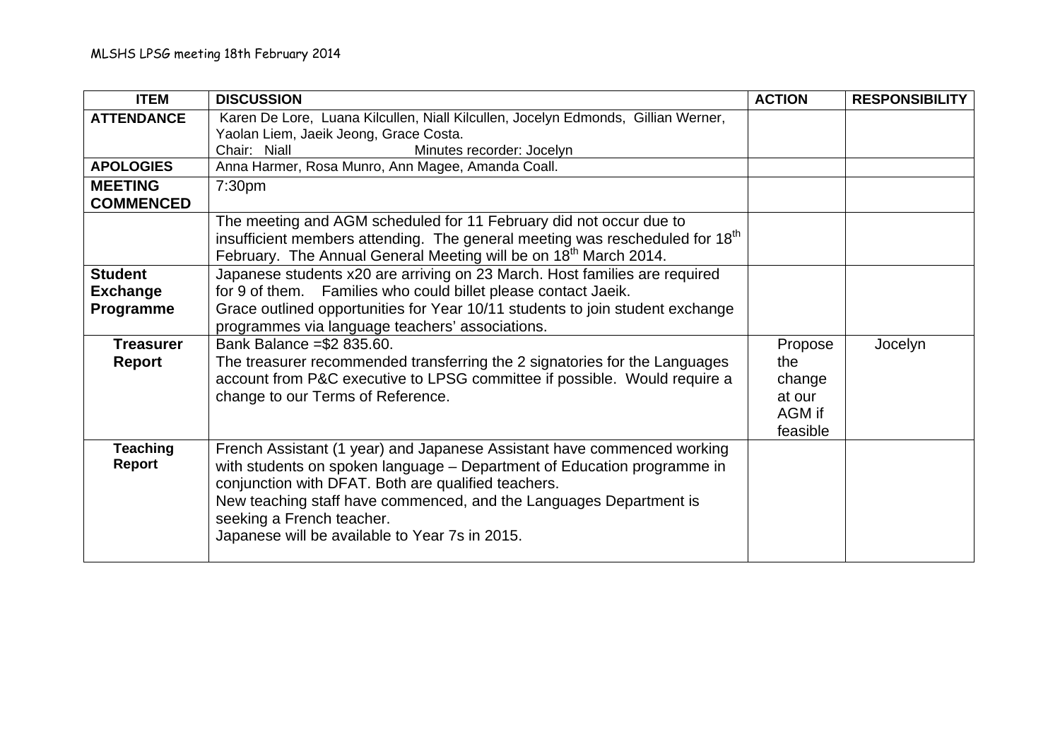MLSHS LPSG meeting 18th February 2014

| ITEM | DISCUSSION | ACTION | RESPONSIBILITY |
|---|---|---|---|
| **ATTENDANCE** | Karen De Lore, Luana Kilcullen, Niall Kilcullen, Jocelyn Edmonds, Gillian Werner, Yaolan Liem, Jaeik Jeong, Grace Costa.<br>Chair: Niall Minutes recorder: Jocelyn | | |
| **APOLOGIES** | Anna Harmer, Rosa Munro, Ann Magee, Amanda Coall. | | |
| **MEETING COMMENCED** | 7:30pm | | |
| | The meeting and AGM scheduled for 11 February did not occur due to insufficient members attending. The general meeting was rescheduled for 18th February. The Annual General Meeting will be on 18th March 2014. | | |
| **Student Exchange Programme** | Japanese students x20 are arriving on 23 March. Host families are required for 9 of them. Families who could billet please contact Jaeik.<br>Grace outlined opportunities for Year 10/11 students to join student exchange programmes via language teachers' associations. | | |
| **Treasurer Report** | Bank Balance =$2 835.60.<br>The treasurer recommended transferring the 2 signatories for the Languages account from P&C executive to LPSG committee if possible. Would require a change to our Terms of Reference. | Propose the change at our AGM if feasible | Jocelyn |
| **Teaching Report** | French Assistant (1 year) and Japanese Assistant have commenced working with students on spoken language – Department of Education programme in conjunction with DFAT. Both are qualified teachers.<br>New teaching staff have commenced, and the Languages Department is seeking a French teacher.<br>Japanese will be available to Year 7s in 2015. | | |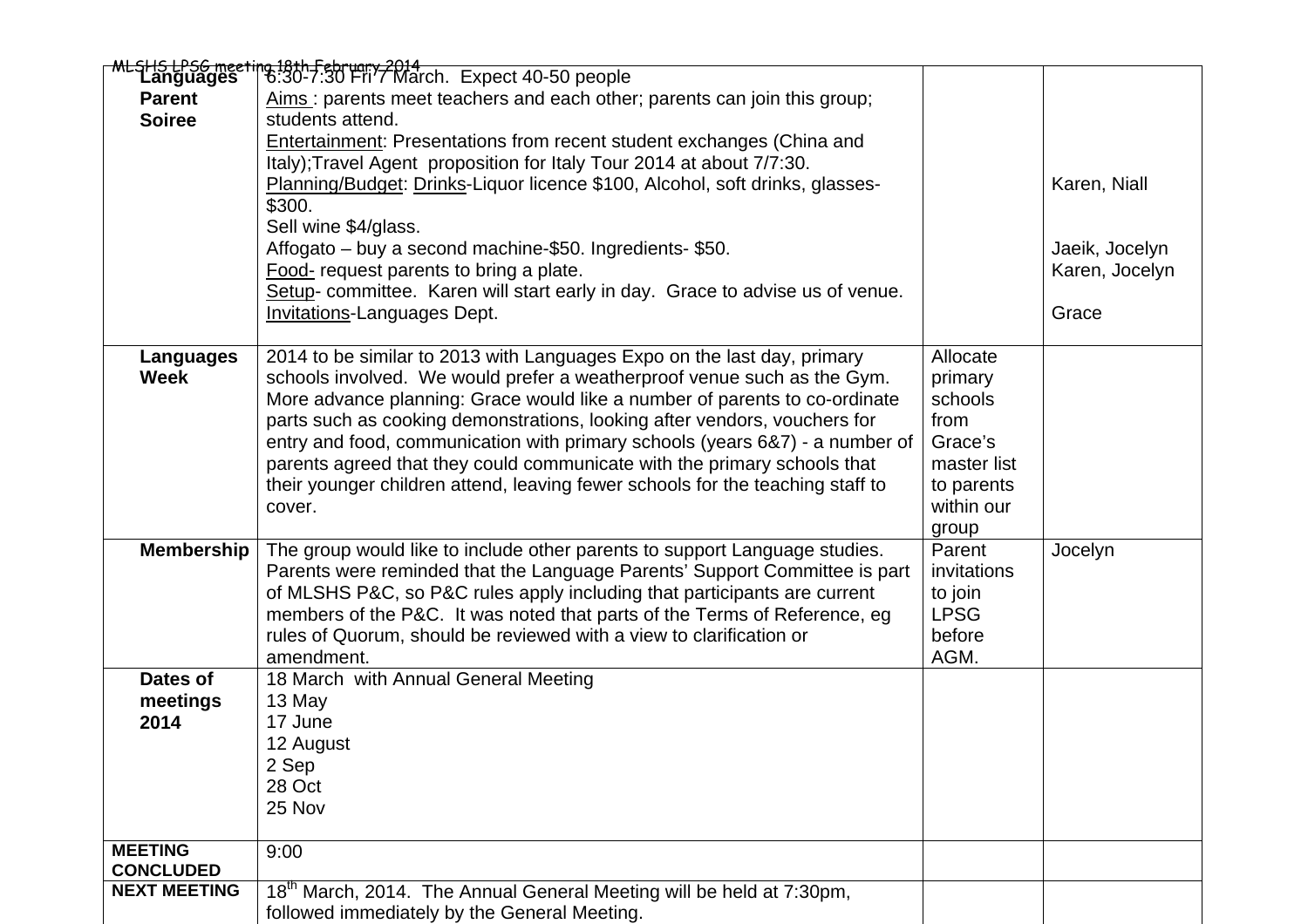| | | | |
|---|---|---|---|
| **Languages Parent Soiree** | 6:30-7:30 Fri 7 March. Expect 40-50 people<br>Aims : parents meet teachers and each other; parents can join this group; students attend.<br>Entertainment: Presentations from recent student exchanges (China and Italy);Travel Agent proposition for Italy Tour 2014 at about 7/7:30.<br>Planning/Budget: Drinks-Liquor licence $100, Alcohol, soft drinks, glasses-$300.<br>Sell wine $4/glass.<br>Affogato – buy a second machine-$50. Ingredients- $50.<br>Food- request parents to bring a plate.<br>Setup- committee. Karen will start early in day. Grace to advise us of venue.<br>Invitations-Languages Dept. | | Karen, Niall<br><br>Jaeik, Jocelyn<br>Karen, Jocelyn<br><br>Grace |
| **Languages Week** | 2014 to be similar to 2013 with Languages Expo on the last day, primary schools involved. We would prefer a weatherproof venue such as the Gym. More advance planning: Grace would like a number of parents to co-ordinate parts such as cooking demonstrations, looking after vendors, vouchers for entry and food, communication with primary schools (years 6&7) - a number of parents agreed that they could communicate with the primary schools that their younger children attend, leaving fewer schools for the teaching staff to cover. | Allocate primary schools from Grace's master list to parents within our group | |
| **Membership** | The group would like to include other parents to support Language studies. Parents were reminded that the Language Parents' Support Committee is part of MLSHS P&C, so P&C rules apply including that participants are current members of the P&C. It was noted that parts of the Terms of Reference, eg rules of Quorum, should be reviewed with a view to clarification or amendment. | Parent invitations to join LPSG before AGM. | Jocelyn |
| **Dates of meetings 2014** | 18 March with Annual General Meeting<br>13 May<br>17 June<br>12 August<br>2 Sep<br>28 Oct<br>25 Nov | | |
| **MEETING CONCLUDED** | 9:00 | | |
| **NEXT MEETING** | 18th March, 2014. The Annual General Meeting will be held at 7:30pm, followed immediately by the General Meeting. | | |